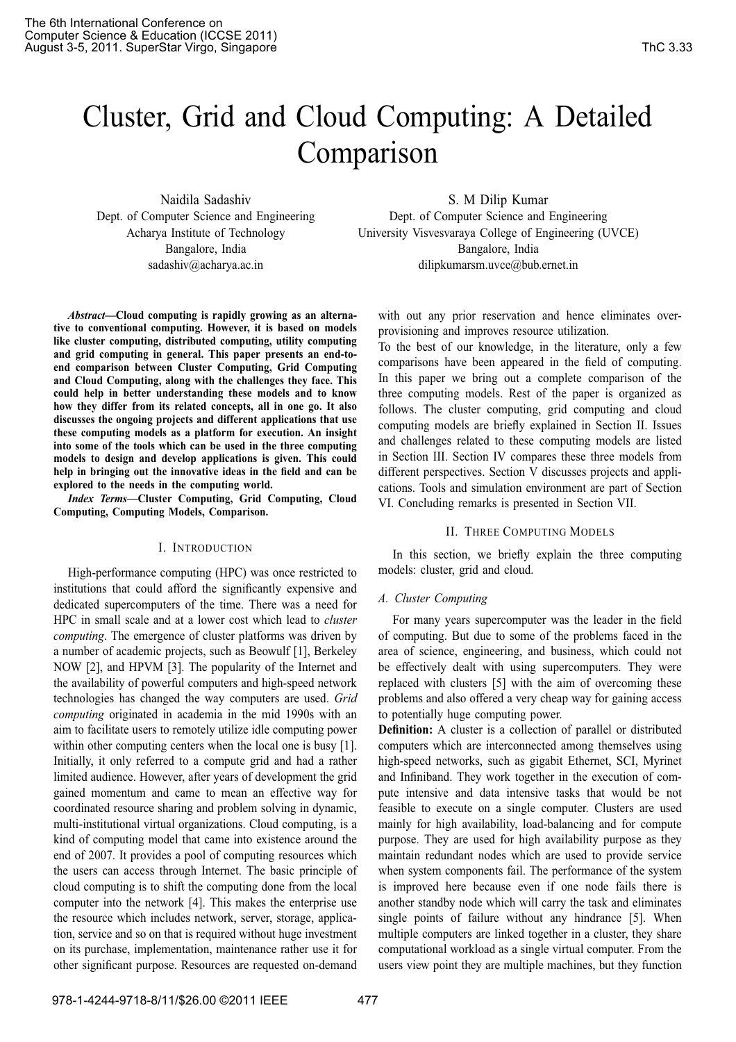# Cluster, Grid and Cloud Computing: A Detailed Comparison

Naidila Sadashiv
Dept. of Computer Science and Engineering
Acharya Institute of Technology
Bangalore, India
sadashiv@acharya.ac.in

S. M Dilip Kumar
Dept. of Computer Science and Engineering
University Visvesvaraya College of Engineering (UVCE)
Bangalore, India
dilipkumarsm.uvce@bub.ernet.in

***Abstract*—Cloud computing is rapidly growing as an alternative to conventional computing. However, it is based on models like cluster computing, distributed computing, utility computing and grid computing in general. This paper presents an end-to-end comparison between Cluster Computing, Grid Computing and Cloud Computing, along with the challenges they face. This could help in better understanding these models and to know how they differ from its related concepts, all in one go. It also discusses the ongoing projects and different applications that use these computing models as a platform for execution. An insight into some of the tools which can be used in the three computing models to design and develop applications is given. This could help in bringing out the innovative ideas in the field and can be explored to the needs in the computing world.**

***Index Terms*—Cluster Computing, Grid Computing, Cloud Computing, Computing Models, Comparison.**

## I. Introduction

High-performance computing (HPC) was once restricted to institutions that could afford the significantly expensive and dedicated supercomputers of the time. There was a need for HPC in small scale and at a lower cost which lead to *cluster computing*. The emergence of cluster platforms was driven by a number of academic projects, such as Beowulf [1], Berkeley NOW [2], and HPVM [3]. The popularity of the Internet and the availability of powerful computers and high-speed network technologies has changed the way computers are used. *Grid computing* originated in academia in the mid 1990s with an aim to facilitate users to remotely utilize idle computing power within other computing centers when the local one is busy [1]. Initially, it only referred to a compute grid and had a rather limited audience. However, after years of development the grid gained momentum and came to mean an effective way for coordinated resource sharing and problem solving in dynamic, multi-institutional virtual organizations. Cloud computing, is a kind of computing model that came into existence around the end of 2007. It provides a pool of computing resources which the users can access through Internet. The basic principle of cloud computing is to shift the computing done from the local computer into the network [4]. This makes the enterprise use the resource which includes network, server, storage, application, service and so on that is required without huge investment on its purchase, implementation, maintenance rather use it for other significant purpose. Resources are requested on-demand with out any prior reservation and hence eliminates over-provisioning and improves resource utilization.

To the best of our knowledge, in the literature, only a few comparisons have been appeared in the field of computing. In this paper we bring out a complete comparison of the three computing models. Rest of the paper is organized as follows. The cluster computing, grid computing and cloud computing models are briefly explained in Section II. Issues and challenges related to these computing models are listed in Section III. Section IV compares these three models from different perspectives. Section V discusses projects and applications. Tools and simulation environment are part of Section VI. Concluding remarks is presented in Section VII.

## II. Three Computing Models

In this section, we briefly explain the three computing models: cluster, grid and cloud.

### *A. Cluster Computing*

For many years supercomputer was the leader in the field of computing. But due to some of the problems faced in the area of science, engineering, and business, which could not be effectively dealt with using supercomputers. They were replaced with clusters [5] with the aim of overcoming these problems and also offered a very cheap way for gaining access to potentially huge computing power.

**Definition:** A cluster is a collection of parallel or distributed computers which are interconnected among themselves using high-speed networks, such as gigabit Ethernet, SCI, Myrinet and Infiniband. They work together in the execution of compute intensive and data intensive tasks that would be not feasible to execute on a single computer. Clusters are used mainly for high availability, load-balancing and for compute purpose. They are used for high availability purpose as they maintain redundant nodes which are used to provide service when system components fail. The performance of the system is improved here because even if one node fails there is another standby node which will carry the task and eliminates single points of failure without any hindrance [5]. When multiple computers are linked together in a cluster, they share computational workload as a single virtual computer. From the users view point they are multiple machines, but they function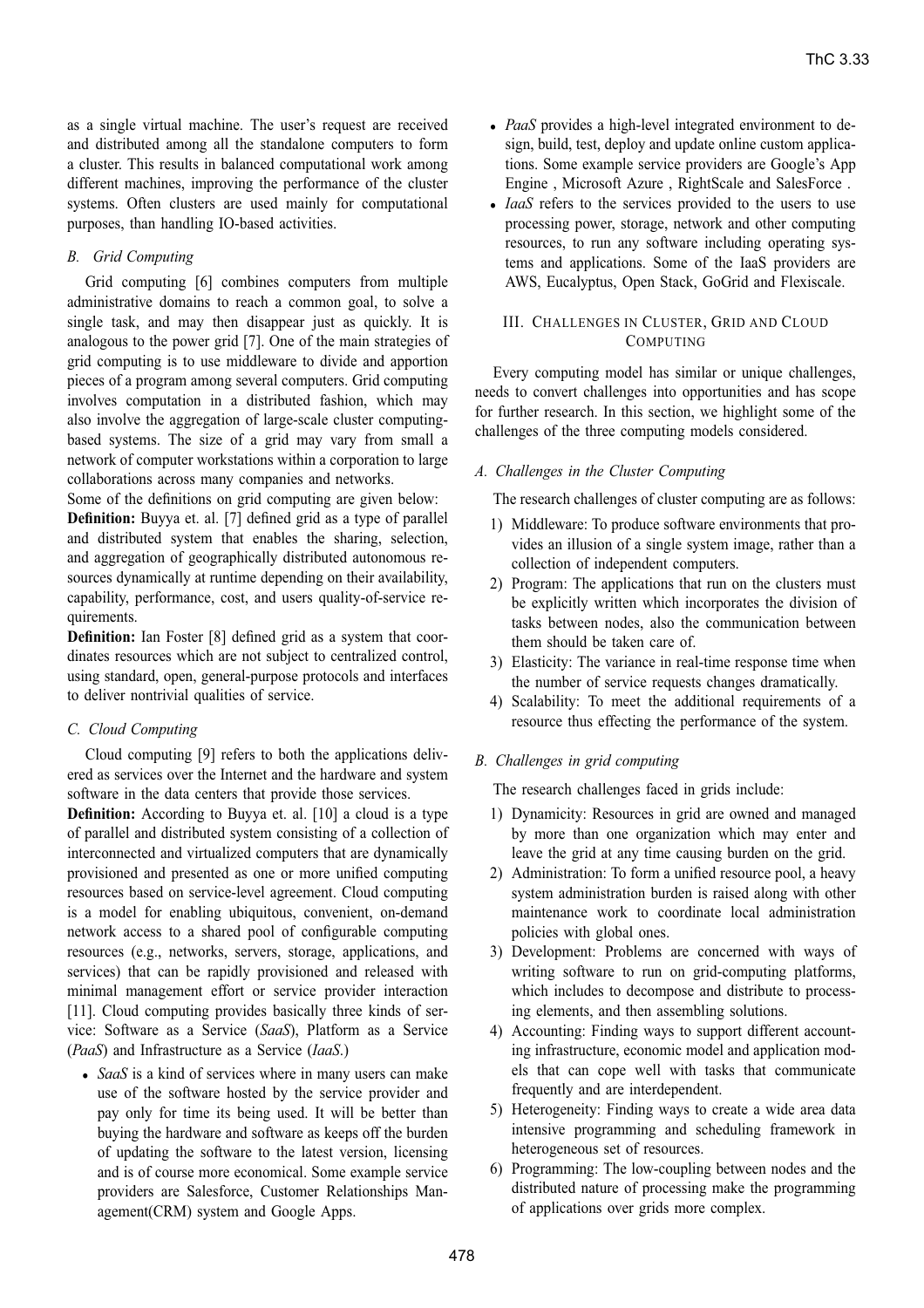as a single virtual machine. The user's request are received and distributed among all the standalone computers to form a cluster. This results in balanced computational work among different machines, improving the performance of the cluster systems. Often clusters are used mainly for computational purposes, than handling IO-based activities.

### B. Grid Computing

Grid computing [6] combines computers from multiple administrative domains to reach a common goal, to solve a single task, and may then disappear just as quickly. It is analogous to the power grid [7]. One of the main strategies of grid computing is to use middleware to divide and apportion pieces of a program among several computers. Grid computing involves computation in a distributed fashion, which may also involve the aggregation of large-scale cluster computing-based systems. The size of a grid may vary from small a network of computer workstations within a corporation to large collaborations across many companies and networks.

Some of the definitions on grid computing are given below:

**Definition:** Buyya et. al. [7] defined grid as a type of parallel and distributed system that enables the sharing, selection, and aggregation of geographically distributed autonomous resources dynamically at runtime depending on their availability, capability, performance, cost, and users quality-of-service requirements.

**Definition:** Ian Foster [8] defined grid as a system that coordinates resources which are not subject to centralized control, using standard, open, general-purpose protocols and interfaces to deliver nontrivial qualities of service.

### C. Cloud Computing

Cloud computing [9] refers to both the applications delivered as services over the Internet and the hardware and system software in the data centers that provide those services.

**Definition:** According to Buyya et. al. [10] a cloud is a type of parallel and distributed system consisting of a collection of interconnected and virtualized computers that are dynamically provisioned and presented as one or more unified computing resources based on service-level agreement. Cloud computing is a model for enabling ubiquitous, convenient, on-demand network access to a shared pool of configurable computing resources (e.g., networks, servers, storage, applications, and services) that can be rapidly provisioned and released with minimal management effort or service provider interaction [11]. Cloud computing provides basically three kinds of service: Software as a Service (*SaaS*), Platform as a Service (*PaaS*) and Infrastructure as a Service (*IaaS*.)

- *SaaS* is a kind of services where in many users can make use of the software hosted by the service provider and pay only for time its being used. It will be better than buying the hardware and software as keeps off the burden of updating the software to the latest version, licensing and is of course more economical. Some example service providers are Salesforce, Customer Relationships Management(CRM) system and Google Apps.
- *PaaS* provides a high-level integrated environment to design, build, test, deploy and update online custom applications. Some example service providers are Google's App Engine , Microsoft Azure , RightScale and SalesForce .
- *IaaS* refers to the services provided to the users to use processing power, storage, network and other computing resources, to run any software including operating systems and applications. Some of the IaaS providers are AWS, Eucalyptus, Open Stack, GoGrid and Flexiscale.

## III. Challenges in Cluster, Grid and Cloud Computing

Every computing model has similar or unique challenges, needs to convert challenges into opportunities and has scope for further research. In this section, we highlight some of the challenges of the three computing models considered.

### A. Challenges in the Cluster Computing

The research challenges of cluster computing are as follows:

1) Middleware: To produce software environments that provides an illusion of a single system image, rather than a collection of independent computers.
2) Program: The applications that run on the clusters must be explicitly written which incorporates the division of tasks between nodes, also the communication between them should be taken care of.
3) Elasticity: The variance in real-time response time when the number of service requests changes dramatically.
4) Scalability: To meet the additional requirements of a resource thus effecting the performance of the system.

### B. Challenges in grid computing

The research challenges faced in grids include:

1) Dynamicity: Resources in grid are owned and managed by more than one organization which may enter and leave the grid at any time causing burden on the grid.
2) Administration: To form a unified resource pool, a heavy system administration burden is raised along with other maintenance work to coordinate local administration policies with global ones.
3) Development: Problems are concerned with ways of writing software to run on grid-computing platforms, which includes to decompose and distribute to processing elements, and then assembling solutions.
4) Accounting: Finding ways to support different accounting infrastructure, economic model and application models that can cope well with tasks that communicate frequently and are interdependent.
5) Heterogeneity: Finding ways to create a wide area data intensive programming and scheduling framework in heterogeneous set of resources.
6) Programming: The low-coupling between nodes and the distributed nature of processing make the programming of applications over grids more complex.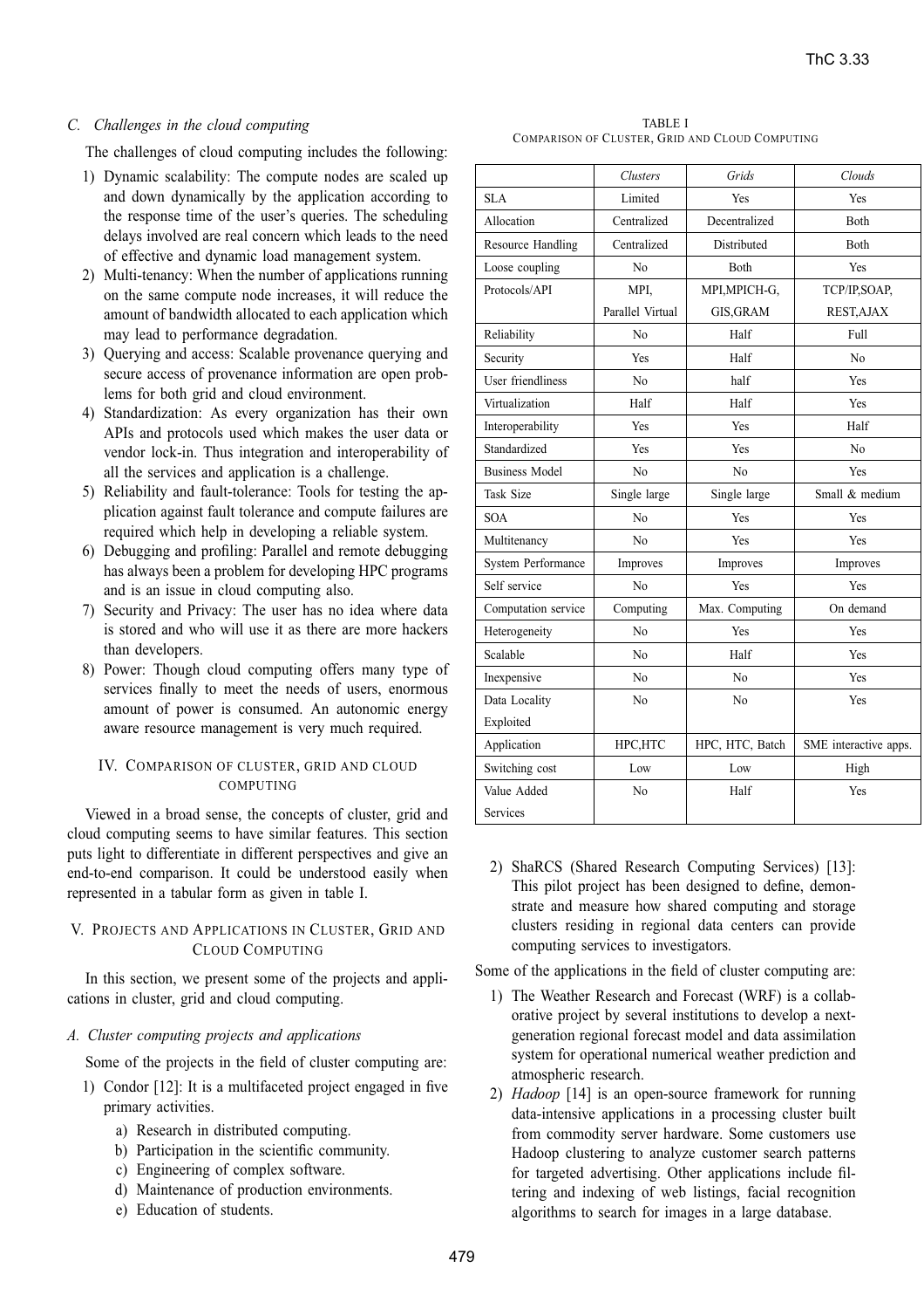### C. Challenges in the cloud computing

The challenges of cloud computing includes the following:

1) Dynamic scalability: The compute nodes are scaled up and down dynamically by the application according to the response time of the user's queries. The scheduling delays involved are real concern which leads to the need of effective and dynamic load management system.
2) Multi-tenancy: When the number of applications running on the same compute node increases, it will reduce the amount of bandwidth allocated to each application which may lead to performance degradation.
3) Querying and access: Scalable provenance querying and secure access of provenance information are open problems for both grid and cloud environment.
4) Standardization: As every organization has their own APIs and protocols used which makes the user data or vendor lock-in. Thus integration and interoperability of all the services and application is a challenge.
5) Reliability and fault-tolerance: Tools for testing the application against fault tolerance and compute failures are required which help in developing a reliable system.
6) Debugging and profiling: Parallel and remote debugging has always been a problem for developing HPC programs and is an issue in cloud computing also.
7) Security and Privacy: The user has no idea where data is stored and who will use it as there are more hackers than developers.
8) Power: Though cloud computing offers many type of services finally to meet the needs of users, enormous amount of power is consumed. An autonomic energy aware resource management is very much required.

## IV. Comparison of Cluster, Grid and Cloud Computing

Viewed in a broad sense, the concepts of cluster, grid and cloud computing seems to have similar features. This section puts light to differentiate in different perspectives and give an end-to-end comparison. It could be understood easily when represented in a tabular form as given in table I.

TABLE I
Comparison of Cluster, Grid and Cloud Computing

| | *Clusters* | *Grids* | *Clouds* |
|---|---|---|---|
| SLA | Limited | Yes | Yes |
| Allocation | Centralized | Decentralized | Both |
| Resource Handling | Centralized | Distributed | Both |
| Loose coupling | No | Both | Yes |
| Protocols/API | MPI, Parallel Virtual | MPI,MPICH-G, GIS,GRAM | TCP/IP,SOAP, REST,AJAX |
| Reliability | No | Half | Full |
| Security | Yes | Half | No |
| User friendliness | No | half | Yes |
| Virtualization | Half | Half | Yes |
| Interoperability | Yes | Yes | Half |
| Standardized | Yes | Yes | No |
| Business Model | No | No | Yes |
| Task Size | Single large | Single large | Small & medium |
| SOA | No | Yes | Yes |
| Multitenancy | No | Yes | Yes |
| System Performance | Improves | Improves | Improves |
| Self service | No | Yes | Yes |
| Computation service | Computing | Max. Computing | On demand |
| Heterogeneity | No | Yes | Yes |
| Scalable | No | Half | Yes |
| Inexpensive | No | No | Yes |
| Data Locality Exploited | No | No | Yes |
| Application | HPC,HTC | HPC, HTC, Batch | SME interactive apps. |
| Switching cost | Low | Low | High |
| Value Added Services | No | Half | Yes |

## V. Projects and Applications in Cluster, Grid and Cloud Computing

In this section, we present some of the projects and applications in cluster, grid and cloud computing.

### A. Cluster computing projects and applications

Some of the projects in the field of cluster computing are:

1) Condor [12]: It is a multifaceted project engaged in five primary activities.
   a) Research in distributed computing.
   b) Participation in the scientific community.
   c) Engineering of complex software.
   d) Maintenance of production environments.
   e) Education of students.
2) ShaRCS (Shared Research Computing Services) [13]: This pilot project has been designed to define, demonstrate and measure how shared computing and storage clusters residing in regional data centers can provide computing services to investigators.

Some of the applications in the field of cluster computing are:

1) The Weather Research and Forecast (WRF) is a collaborative project by several institutions to develop a next-generation regional forecast model and data assimilation system for operational numerical weather prediction and atmospheric research.
2) *Hadoop* [14] is an open-source framework for running data-intensive applications in a processing cluster built from commodity server hardware. Some customers use Hadoop clustering to analyze customer search patterns for targeted advertising. Other applications include filtering and indexing of web listings, facial recognition algorithms to search for images in a large database.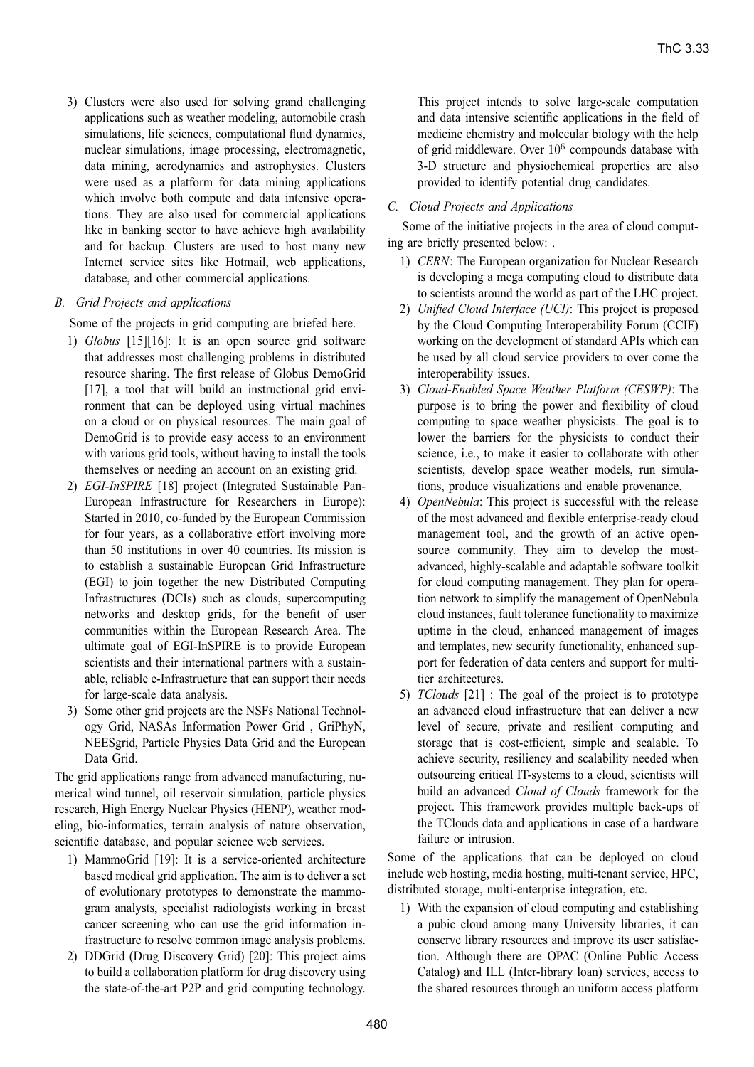3) Clusters were also used for solving grand challenging applications such as weather modeling, automobile crash simulations, life sciences, computational fluid dynamics, nuclear simulations, image processing, electromagnetic, data mining, aerodynamics and astrophysics. Clusters were used as a platform for data mining applications which involve both compute and data intensive operations. They are also used for commercial applications like in banking sector to have achieve high availability and for backup. Clusters are used to host many new Internet service sites like Hotmail, web applications, database, and other commercial applications.

### *B. Grid Projects and applications*

Some of the projects in grid computing are briefed here.

1) *Globus* [15][16]: It is an open source grid software that addresses most challenging problems in distributed resource sharing. The first release of Globus DemoGrid [17], a tool that will build an instructional grid environment that can be deployed using virtual machines on a cloud or on physical resources. The main goal of DemoGrid is to provide easy access to an environment with various grid tools, without having to install the tools themselves or needing an account on an existing grid.
2) *EGI-InSPIRE* [18] project (Integrated Sustainable Pan-European Infrastructure for Researchers in Europe): Started in 2010, co-funded by the European Commission for four years, as a collaborative effort involving more than 50 institutions in over 40 countries. Its mission is to establish a sustainable European Grid Infrastructure (EGI) to join together the new Distributed Computing Infrastructures (DCIs) such as clouds, supercomputing networks and desktop grids, for the benefit of user communities within the European Research Area. The ultimate goal of EGI-InSPIRE is to provide European scientists and their international partners with a sustainable, reliable e-Infrastructure that can support their needs for large-scale data analysis.
3) Some other grid projects are the NSFs National Technology Grid, NASAs Information Power Grid , GriPhyN, NEESgrid, Particle Physics Data Grid and the European Data Grid.

The grid applications range from advanced manufacturing, numerical wind tunnel, oil reservoir simulation, particle physics research, High Energy Nuclear Physics (HENP), weather modeling, bio-informatics, terrain analysis of nature observation, scientific database, and popular science web services.

1) MammoGrid [19]: It is a service-oriented architecture based medical grid application. The aim is to deliver a set of evolutionary prototypes to demonstrate the mammogram analysts, specialist radiologists working in breast cancer screening who can use the grid information infrastructure to resolve common image analysis problems.
2) DDGrid (Drug Discovery Grid) [20]: This project aims to build a collaboration platform for drug discovery using the state-of-the-art P2P and grid computing technology. This project intends to solve large-scale computation and data intensive scientific applications in the field of medicine chemistry and molecular biology with the help of grid middleware. Over $10^6$ compounds database with 3-D structure and physiochemical properties are also provided to identify potential drug candidates.

### *C. Cloud Projects and Applications*

Some of the initiative projects in the area of cloud computing are briefly presented below: .

1) *CERN*: The European organization for Nuclear Research is developing a mega computing cloud to distribute data to scientists around the world as part of the LHC project.
2) *Unified Cloud Interface (UCI)*: This project is proposed by the Cloud Computing Interoperability Forum (CCIF) working on the development of standard APIs which can be used by all cloud service providers to over come the interoperability issues.
3) *Cloud-Enabled Space Weather Platform (CESWP)*: The purpose is to bring the power and flexibility of cloud computing to space weather physicists. The goal is to lower the barriers for the physicists to conduct their science, i.e., to make it easier to collaborate with other scientists, develop space weather models, run simulations, produce visualizations and enable provenance.
4) *OpenNebula*: This project is successful with the release of the most advanced and flexible enterprise-ready cloud management tool, and the growth of an active open-source community. They aim to develop the most-advanced, highly-scalable and adaptable software toolkit for cloud computing management. They plan for operation network to simplify the management of OpenNebula cloud instances, fault tolerance functionality to maximize uptime in the cloud, enhanced management of images and templates, new security functionality, enhanced support for federation of data centers and support for multi-tier architectures.
5) *TClouds* [21] : The goal of the project is to prototype an advanced cloud infrastructure that can deliver a new level of secure, private and resilient computing and storage that is cost-efficient, simple and scalable. To achieve security, resiliency and scalability needed when outsourcing critical IT-systems to a cloud, scientists will build an advanced *Cloud of Clouds* framework for the project. This framework provides multiple back-ups of the TClouds data and applications in case of a hardware failure or intrusion.

Some of the applications that can be deployed on cloud include web hosting, media hosting, multi-tenant service, HPC, distributed storage, multi-enterprise integration, etc.

1) With the expansion of cloud computing and establishing a pubic cloud among many University libraries, it can conserve library resources and improve its user satisfaction. Although there are OPAC (Online Public Access Catalog) and ILL (Inter-library loan) services, access to the shared resources through an uniform access platform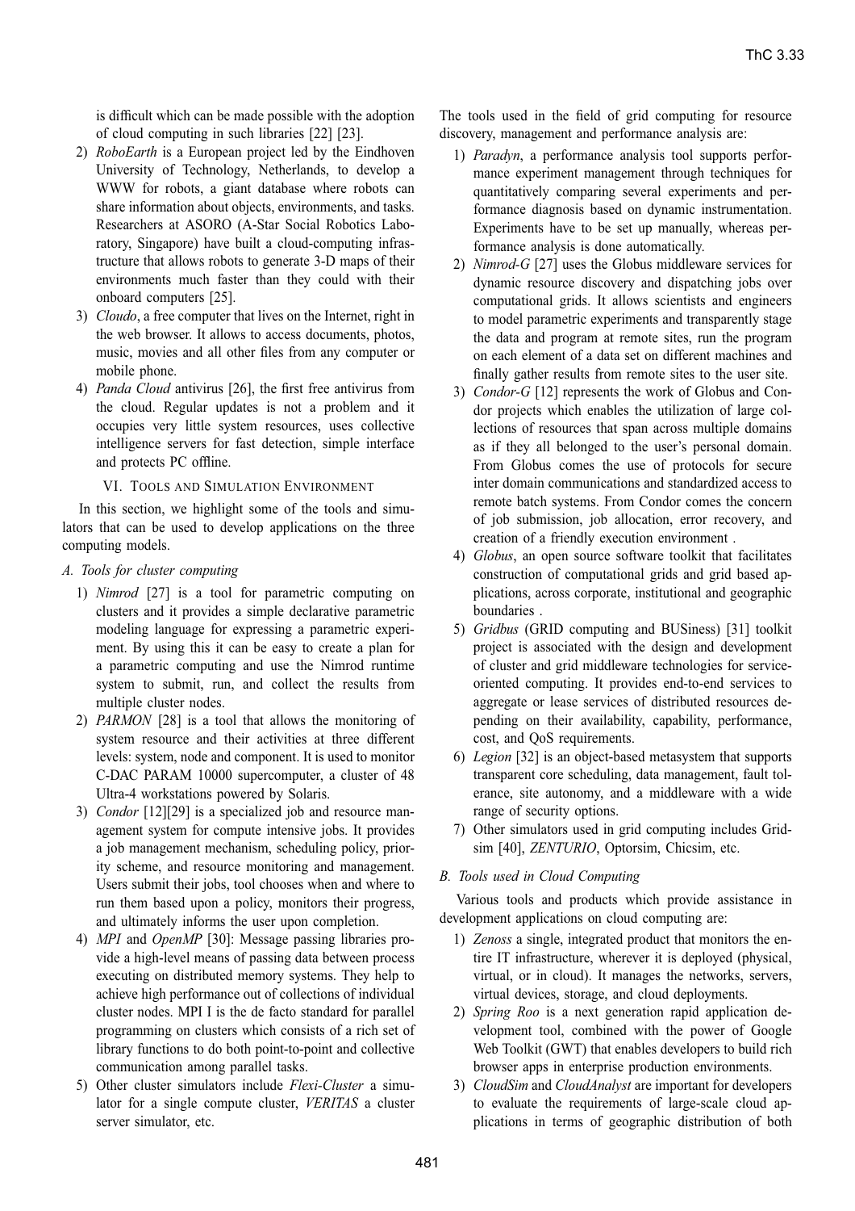is difficult which can be made possible with the adoption of cloud computing in such libraries [22] [23].

2) *RoboEarth* is a European project led by the Eindhoven University of Technology, Netherlands, to develop a WWW for robots, a giant database where robots can share information about objects, environments, and tasks. Researchers at ASORO (A-Star Social Robotics Laboratory, Singapore) have built a cloud-computing infrastructure that allows robots to generate 3-D maps of their environments much faster than they could with their onboard computers [25].
3) *Cloudo*, a free computer that lives on the Internet, right in the web browser. It allows to access documents, photos, music, movies and all other files from any computer or mobile phone.
4) *Panda Cloud* antivirus [26], the first free antivirus from the cloud. Regular updates is not a problem and it occupies very little system resources, uses collective intelligence servers for fast detection, simple interface and protects PC offline.

## VI. Tools and Simulation Environment

In this section, we highlight some of the tools and simulators that can be used to develop applications on the three computing models.

### A. Tools for cluster computing

1) *Nimrod* [27] is a tool for parametric computing on clusters and it provides a simple declarative parametric modeling language for expressing a parametric experiment. By using this it can be easy to create a plan for a parametric computing and use the Nimrod runtime system to submit, run, and collect the results from multiple cluster nodes.
2) *PARMON* [28] is a tool that allows the monitoring of system resource and their activities at three different levels: system, node and component. It is used to monitor C-DAC PARAM 10000 supercomputer, a cluster of 48 Ultra-4 workstations powered by Solaris.
3) *Condor* [12][29] is a specialized job and resource management system for compute intensive jobs. It provides a job management mechanism, scheduling policy, priority scheme, and resource monitoring and management. Users submit their jobs, tool chooses when and where to run them based upon a policy, monitors their progress, and ultimately informs the user upon completion.
4) *MPI* and *OpenMP* [30]: Message passing libraries provide a high-level means of passing data between process executing on distributed memory systems. They help to achieve high performance out of collections of individual cluster nodes. MPI I is the de facto standard for parallel programming on clusters which consists of a rich set of library functions to do both point-to-point and collective communication among parallel tasks.
5) Other cluster simulators include *Flexi-Cluster* a simulator for a single compute cluster, *VERITAS* a cluster server simulator, etc.

The tools used in the field of grid computing for resource discovery, management and performance analysis are:

1) *Paradyn*, a performance analysis tool supports performance experiment management through techniques for quantitatively comparing several experiments and performance diagnosis based on dynamic instrumentation. Experiments have to be set up manually, whereas performance analysis is done automatically.
2) *Nimrod-G* [27] uses the Globus middleware services for dynamic resource discovery and dispatching jobs over computational grids. It allows scientists and engineers to model parametric experiments and transparently stage the data and program at remote sites, run the program on each element of a data set on different machines and finally gather results from remote sites to the user site.
3) *Condor-G* [12] represents the work of Globus and Condor projects which enables the utilization of large collections of resources that span across multiple domains as if they all belonged to the user's personal domain. From Globus comes the use of protocols for secure inter domain communications and standardized access to remote batch systems. From Condor comes the concern of job submission, job allocation, error recovery, and creation of a friendly execution environment .
4) *Globus*, an open source software toolkit that facilitates construction of computational grids and grid based applications, across corporate, institutional and geographic boundaries .
5) *Gridbus* (GRID computing and BUSiness) [31] toolkit project is associated with the design and development of cluster and grid middleware technologies for service-oriented computing. It provides end-to-end services to aggregate or lease services of distributed resources depending on their availability, capability, performance, cost, and QoS requirements.
6) *Legion* [32] is an object-based metasystem that supports transparent core scheduling, data management, fault tolerance, site autonomy, and a middleware with a wide range of security options.
7) Other simulators used in grid computing includes Gridsim [40], *ZENTURIO*, Optorsim, Chicsim, etc.

### B. Tools used in Cloud Computing

Various tools and products which provide assistance in development applications on cloud computing are:

1) *Zenoss* a single, integrated product that monitors the entire IT infrastructure, wherever it is deployed (physical, virtual, or in cloud). It manages the networks, servers, virtual devices, storage, and cloud deployments.
2) *Spring Roo* is a next generation rapid application development tool, combined with the power of Google Web Toolkit (GWT) that enables developers to build rich browser apps in enterprise production environments.
3) *CloudSim* and *CloudAnalyst* are important for developers to evaluate the requirements of large-scale cloud applications in terms of geographic distribution of both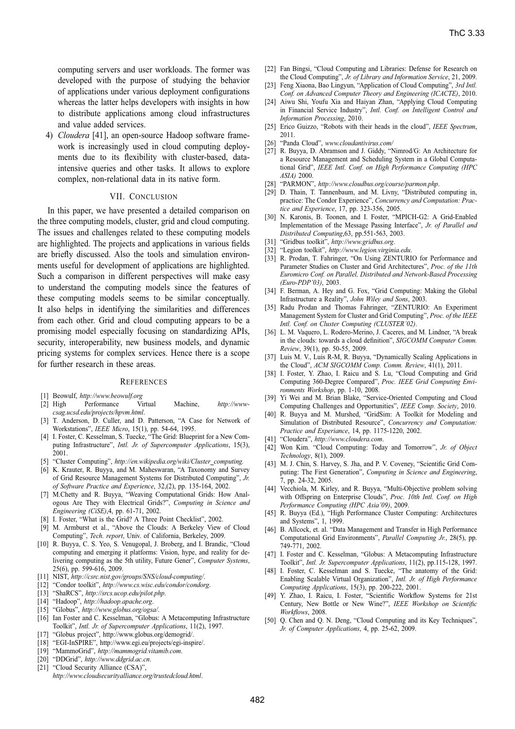computing servers and user workloads. The former was developed with the purpose of studying the behavior of applications under various deployment configurations whereas the latter helps developers with insights in how to distribute applications among cloud infrastructures and value added services.

4) *Cloudera* [41], an open-source Hadoop software framework is increasingly used in cloud computing deployments due to its flexibility with cluster-based, data-intensive queries and other tasks. It allows to explore complex, non-relational data in its native form.

## VII. Conclusion

In this paper, we have presented a detailed comparison on the three computing models, cluster, grid and cloud computing. The issues and challenges related to these computing models are highlighted. The projects and applications in various fields are briefly discussed. Also the tools and simulation environments useful for development of applications are highlighted. Such a comparison in different perspectives will make easy to understand the computing models since the features of these computing models seems to be similar conceptually. It also helps in identifying the similarities and differences from each other. Grid and cloud computing appears to be a promising model especially focusing on standardizing APIs, security, interoperability, new business models, and dynamic pricing systems for complex services. Hence there is a scope for further research in these areas.

## References

[1] Beowulf, *http://www.beowulf.org*

[2] High Performance Virtual Machine, *http://www-csag.ucsd.edu/projects/hpvm.html*.

[3] T. Anderson, D. Culler, and D. Patterson, "A Case for Network of Workstations", *IEEE Micro*, 15(1), pp. 54-64, 1995.

[4] I. Foster, C. Kesselman, S. Tuecke, "The Grid: Blueprint for a New Computing Infrastructure", *Intl. Jr. of Supercomputer Applications*, 15(3), 2001.

[5] "Cluster Computing", *http://en.wikipedia.org/wiki/Cluster_computing.*

[6] K. Krauter, R. Buyya, and M. Maheswaran, "A Taxonomy and Survey of Grid Resource Management Systems for Distributed Computing", *Jr. of Software Practice and Experience*, 32,(2), pp. 135-164, 2002.

[7] M.Chetty and R. Buyya, "Weaving Computational Grids: How Analogous Are They with Electrical Grids?", *Computing in Science and Engineering (CiSE)*,4, pp. 61-71, 2002.

[8] I. Foster, "What is the Grid? A Three Point Checklist", 2002.

[9] M. Armburst et al., "Above the Clouds: A Berkeley View of Cloud Computing", *Tech. report*, Univ. of California, Berkeley, 2009.

[10] R. Buyya, C. S. Yeo, S. Venugopal, J. Broberg, and I. Brandic, "Cloud computing and emerging it platforms: Vision, hype, and reality for delivering computing as the 5th utility, Future Gener", *Computer Systems*, 25(6), pp. 599-616, 2009.

[11] NIST, *http://csrc.nist.gov/groups/SNS/cloud-computing/*.

[12] "Condor toolkit", *http://www.cs.wisc.edu/condor/condorg*.

[13] "ShaRCS", *http://srcs.ucop.edu/pilot.php*.

[14] "Hadoop", *http://hadoop.apache.org*.

[15] "Globus", *http://www.globus.org/ogsa/*.

[16] Ian Foster and C. Kesselman, "Globus: A Metacomputing Infrastructure Toolkit", *Intl. Jr. of Supercomputer Applications*, 11(2), 1997.

[17] "Globus project", http://www.globus.org/demogrid/.

[18] "EGI-InSPIRE", http://www.egi.eu/projects/egi-inspire/.

[19] "MammoGrid", *http://mammogrid.vitamib.com*.

[20] "DDGrid", *http://www.ddgrid.ac.cn*.

[21] "Cloud Security Alliance (CSA)", *http://www.cloudsecurityalliance.org/trustedcloud.html*.

[22] Fan Bingsi, "Cloud Computing and Libraries: Defense for Research on the Cloud Computing", *Jr. of Library and Information Service*, 21, 2009.

[23] Feng Xiaona, Bao Lingyun, "Application of Cloud Computing", *3rd Intl. Conf. on Advanced Computer Theory and Engineering (ICACTE)*, 2010.

[24] Aiwu Shi, Youfu Xia and Haiyan Zhan, "Applying Cloud Computing in Financial Service Industry", *Intl. Conf. on Intelligent Control and Information Processing*, 2010.

[25] Erico Guizzo, "Robots with their heads in the cloud", *IEEE Spectrum*, 2011.

[26] "Panda Cloud", *www.cloudantivirus.com/*

[27] R. Buyya, D. Abramson and J. Giddy, "Nimrod/G: An Architecture for a Resource Management and Scheduling System in a Global Computational Grid", *IEEE Intl. Conf. on High Performance Computing (HPC ASIA)* 2000.

[28] "PARMON", *http://www.cloudbus.org/course/parmon.php*.

[29] D. Thain, T. Tannenbaum, and M. Livny, "Distributed computing in, practice: The Condor Experience", *Concurrency and Computation: Practice and Experience*, 17, pp. 323-356, 2005.

[30] N. Karonis, B. Toonen, and I. Foster, "MPICH-G2: A Grid-Enabled Implementation of the Message Passing Interface", *Jr. of Parallel and Distributed Computing*,63, pp.551-563, 2003.

[31] "Gridbus toolkit", *http://www.gridbus.org*.

[32] "Legion toolkit", *http://www.legion.virginia.edu*.

[33] R. Prodan, T. Fahringer, "On Using ZENTURIO for Performance and Parameter Studies on Cluster and Grid Architectures", *Proc. of the 11th Euromicro Conf. on Parallel, Distributed and Network-Based Processing (Euro-PDP'03)*, 2003.

[34] F. Berman, A. Hey and G. Fox, "Grid Computing: Making the Global Infrastructure a Reality", *John Wiley and Sons*, 2003.

[35] Radu Prodan and Thomas Fahringer, "ZENTURIO: An Experiment Management System for Cluster and Grid Computing", *Proc. of the IEEE Intl. Conf. on Cluster Computing (CLUSTER'02)*.

[36] L. M. Vaquero, L. Rodero-Merino, J. Caceres, and M. Lindner, "A break in the clouds: towards a cloud definition", *SIGCOMM Computer Comm. Review*, 39(1), pp. 50-55, 2009.

[37] Luis M. V., Luis R-M, R. Buyya, "Dynamically Scaling Applications in the Cloud", *ACM SIGCOMM Comp. Comm. Review*, 41(1), 2011.

[38] I. Foster, Y. Zhao, I. Raicu and S. Lu, "Cloud Computing and Grid Computing 360-Degree Compared", *Proc. IEEE Grid Computing Environments Workshop*, pp. 1-10, 2008.

[39] Yi Wei and M. Brian Blake, "Service-Oriented Computing and Cloud Computing Challenges and Opportunities", *IEEE Comp. Society*, 2010.

[40] R. Buyya and M. Murshed, "GridSim: A Toolkit for Modeling and Simulation of Distributed Resource", *Concurrency and Computation: Practice and Experiance*, 14, pp. 1175-1220, 2002.

[41] "Cloudera", *http://www.cloudera.com*.

[42] Won Kim. "Cloud Computing: Today and Tomorrow", *Jr. of Object Technology*, 8(1), 2009.

[43] M. J. Chin, S. Harvey, S. Jha, and P. V. Coveney, "Scientific Grid Computing: The First Generation", *Computing in Science and Engineering*, 7, pp. 24-32, 2005.

[44] Vecchiola, M. Kirley, and R. Buyya, "Multi-Objective problem solving with Offspring on Enterprise Clouds", *Proc. 10th Intl. Conf. on High Performance Computing (HPC Asia'09)*, 2009.

[45] R. Buyya (Ed.), "High Performance Cluster Computing: Architectures and Systems", 1, 1999.

[46] B. Allcock, et. al. "Data Management and Transfer in High Performance Computational Grid Environments", *Parallel Computing Jr.*, 28(5), pp. 749-771, 2002.

[47] I. Foster and C. Kesselman, "Globus: A Metacomputing Infrastructure Toolkit", *Intl. Jr. Supercomputer Applications*, 11(2), pp.115-128, 1997.

[48] I. Foster, C. Kesselman and S. Tuecke, "The anatomy of the Grid: Enabling Scalable Virtual Organization", *Intl. Jr. of High Performance Computing Applications*, 15(3), pp. 200-222, 2001.

[49] Y. Zhao, I. Raicu, I. Foster, "Scientific Workflow Systems for 21st Century, New Bottle or New Wine?", *IEEE Workshop on Scientific Workflows*, 2008.

[50] Q. Chen and Q. N. Deng, "Cloud Computing and its Key Techniques", *Jr. of Computer Applications*, 4, pp. 25-62, 2009.